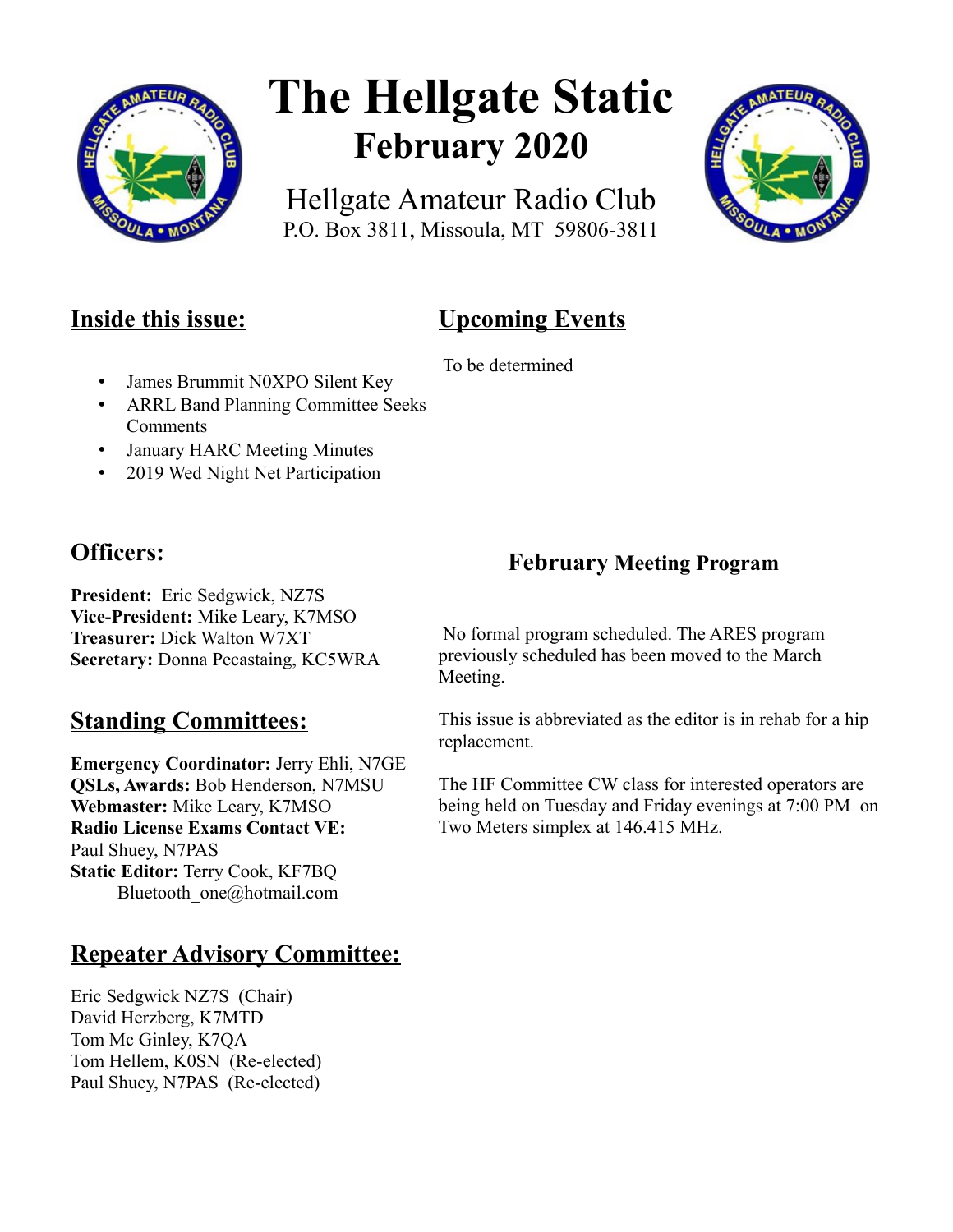# The Hellgate Static

## February 2020

Hellgate Amateur Radio Club
P.O. Box 3811, Missoula, MT 59806-3811

## Inside this issue:

- James Brummit N0XPO Silent Key
- ARRL Band Planning Committee Seeks Comments
- January HARC Meeting Minutes
- 2019 Wed Night Net Participation

## Upcoming Events

To be determined

## Officers:

**President:** Eric Sedgwick, NZ7S
**Vice-President:** Mike Leary, K7MSO
**Treasurer:** Dick Walton W7XT
**Secretary:** Donna Pecastaing, KC5WRA

## Standing Committees:

**Emergency Coordinator:** Jerry Ehli, N7GE
**QSLs, Awards:** Bob Henderson, N7MSU
**Webmaster:** Mike Leary, K7MSO
**Radio License Exams Contact VE:** Paul Shuey, N7PAS
**Static Editor:** Terry Cook, KF7BQ
Bluetooth_one@hotmail.com

## Repeater Advisory Committee:

Eric Sedgwick NZ7S (Chair)
David Herzberg, K7MTD
Tom Mc Ginley, K7QA
Tom Hellem, K0SN (Re-elected)
Paul Shuey, N7PAS (Re-elected)

### February Meeting Program

No formal program scheduled. The ARES program previously scheduled has been moved to the March Meeting.

This issue is abbreviated as the editor is in rehab for a hip replacement.

The HF Committee CW class for interested operators are being held on Tuesday and Friday evenings at 7:00 PM on Two Meters simplex at 146.415 MHz.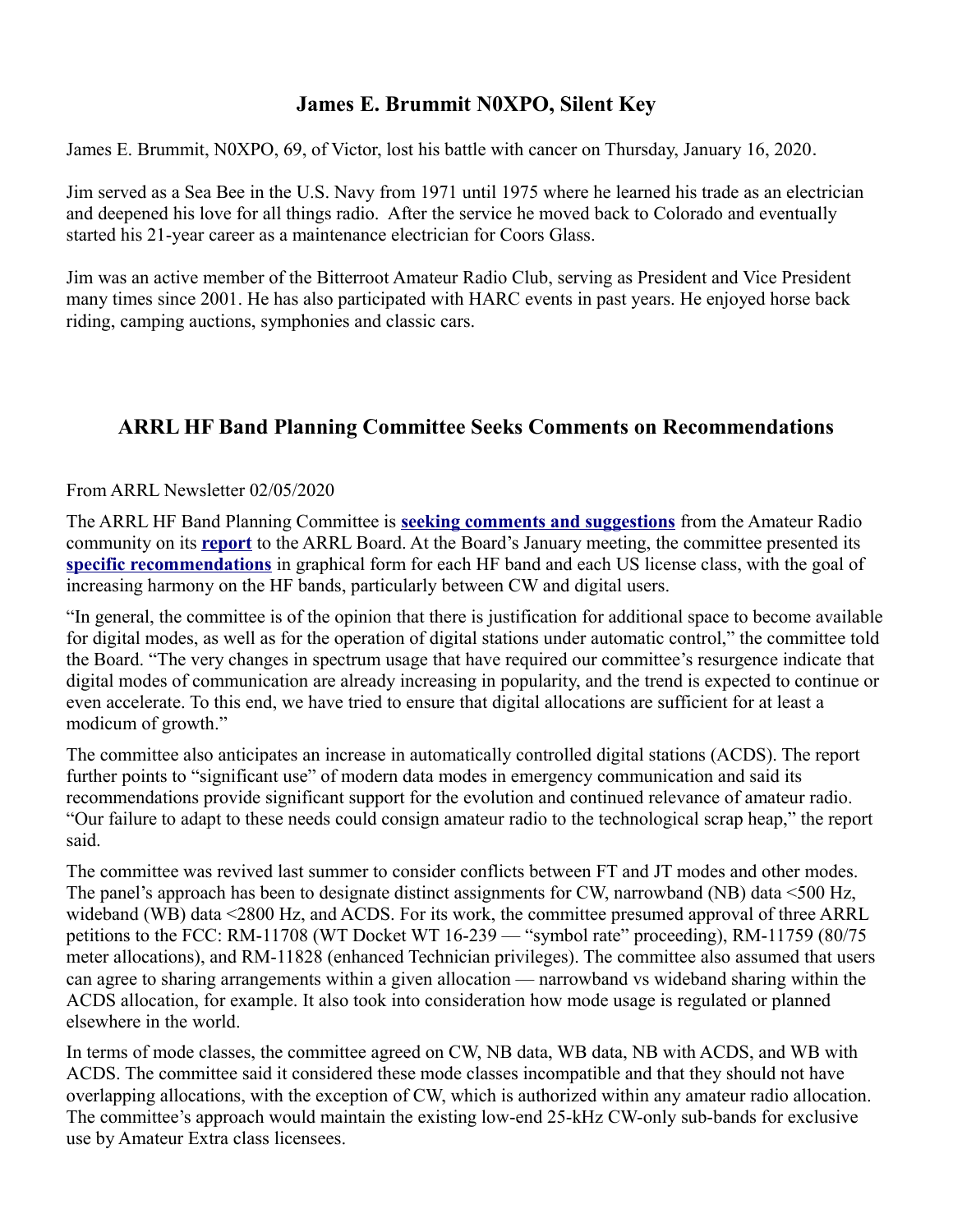## James E. Brummit N0XPO, Silent Key

James E. Brummit, N0XPO, 69, of Victor, lost his battle with cancer on Thursday, January 16, 2020.

Jim served as a Sea Bee in the U.S. Navy from 1971 until 1975 where he learned his trade as an electrician and deepened his love for all things radio. After the service he moved back to Colorado and eventually started his 21-year career as a maintenance electrician for Coors Glass.

Jim was an active member of the Bitterroot Amateur Radio Club, serving as President and Vice President many times since 2001. He has also participated with HARC events in past years. He enjoyed horse back riding, camping auctions, symphonies and classic cars.

## ARRL HF Band Planning Committee Seeks Comments on Recommendations

From ARRL Newsletter 02/05/2020

The ARRL HF Band Planning Committee is **seeking comments and suggestions** from the Amateur Radio community on its **report** to the ARRL Board. At the Board's January meeting, the committee presented its **specific recommendations** in graphical form for each HF band and each US license class, with the goal of increasing harmony on the HF bands, particularly between CW and digital users.

"In general, the committee is of the opinion that there is justification for additional space to become available for digital modes, as well as for the operation of digital stations under automatic control," the committee told the Board. "The very changes in spectrum usage that have required our committee's resurgence indicate that digital modes of communication are already increasing in popularity, and the trend is expected to continue or even accelerate. To this end, we have tried to ensure that digital allocations are sufficient for at least a modicum of growth."

The committee also anticipates an increase in automatically controlled digital stations (ACDS). The report further points to "significant use" of modern data modes in emergency communication and said its recommendations provide significant support for the evolution and continued relevance of amateur radio. "Our failure to adapt to these needs could consign amateur radio to the technological scrap heap," the report said.

The committee was revived last summer to consider conflicts between FT and JT modes and other modes. The panel's approach has been to designate distinct assignments for CW, narrowband (NB) data <500 Hz, wideband (WB) data <2800 Hz, and ACDS. For its work, the committee presumed approval of three ARRL petitions to the FCC: RM-11708 (WT Docket WT 16-239 — "symbol rate" proceeding), RM-11759 (80/75 meter allocations), and RM-11828 (enhanced Technician privileges). The committee also assumed that users can agree to sharing arrangements within a given allocation — narrowband vs wideband sharing within the ACDS allocation, for example. It also took into consideration how mode usage is regulated or planned elsewhere in the world.

In terms of mode classes, the committee agreed on CW, NB data, WB data, NB with ACDS, and WB with ACDS. The committee said it considered these mode classes incompatible and that they should not have overlapping allocations, with the exception of CW, which is authorized within any amateur radio allocation. The committee's approach would maintain the existing low-end 25-kHz CW-only sub-bands for exclusive use by Amateur Extra class licensees.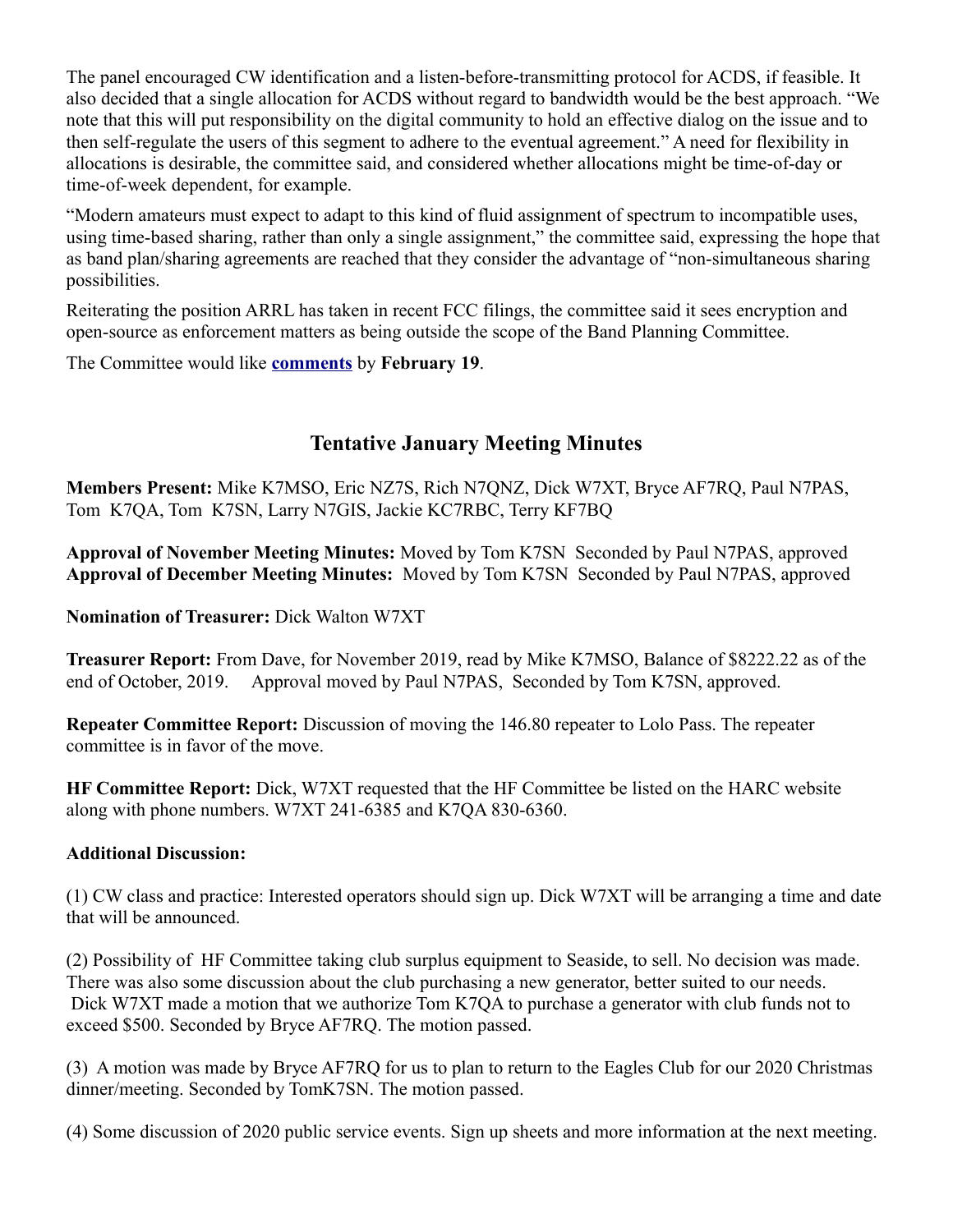The panel encouraged CW identification and a listen-before-transmitting protocol for ACDS, if feasible. It also decided that a single allocation for ACDS without regard to bandwidth would be the best approach. "We note that this will put responsibility on the digital community to hold an effective dialog on the issue and to then self-regulate the users of this segment to adhere to the eventual agreement." A need for flexibility in allocations is desirable, the committee said, and considered whether allocations might be time-of-day or time-of-week dependent, for example.

"Modern amateurs must expect to adapt to this kind of fluid assignment of spectrum to incompatible uses, using time-based sharing, rather than only a single assignment," the committee said, expressing the hope that as band plan/sharing agreements are reached that they consider the advantage of "non-simultaneous sharing possibilities.

Reiterating the position ARRL has taken in recent FCC filings, the committee said it sees encryption and open-source as enforcement matters as being outside the scope of the Band Planning Committee.

The Committee would like **comments** by **February 19**.

## Tentative January Meeting Minutes

**Members Present:** Mike K7MSO, Eric NZ7S, Rich N7QNZ, Dick W7XT, Bryce AF7RQ, Paul N7PAS, Tom K7QA, Tom K7SN, Larry N7GIS, Jackie KC7RBC, Terry KF7BQ

**Approval of November Meeting Minutes:** Moved by Tom K7SN Seconded by Paul N7PAS, approved
**Approval of December Meeting Minutes:** Moved by Tom K7SN Seconded by Paul N7PAS, approved

**Nomination of Treasurer:** Dick Walton W7XT

**Treasurer Report:** From Dave, for November 2019, read by Mike K7MSO, Balance of $8222.22 as of the end of October, 2019. Approval moved by Paul N7PAS, Seconded by Tom K7SN, approved.

**Repeater Committee Report:** Discussion of moving the 146.80 repeater to Lolo Pass. The repeater committee is in favor of the move.

**HF Committee Report:** Dick, W7XT requested that the HF Committee be listed on the HARC website along with phone numbers. W7XT 241-6385 and K7QA 830-6360.

**Additional Discussion:**

(1) CW class and practice: Interested operators should sign up. Dick W7XT will be arranging a time and date that will be announced.

(2) Possibility of HF Committee taking club surplus equipment to Seaside, to sell. No decision was made. There was also some discussion about the club purchasing a new generator, better suited to our needs. Dick W7XT made a motion that we authorize Tom K7QA to purchase a generator with club funds not to exceed $500. Seconded by Bryce AF7RQ. The motion passed.

(3) A motion was made by Bryce AF7RQ for us to plan to return to the Eagles Club for our 2020 Christmas dinner/meeting. Seconded by TomK7SN. The motion passed.

(4) Some discussion of 2020 public service events. Sign up sheets and more information at the next meeting.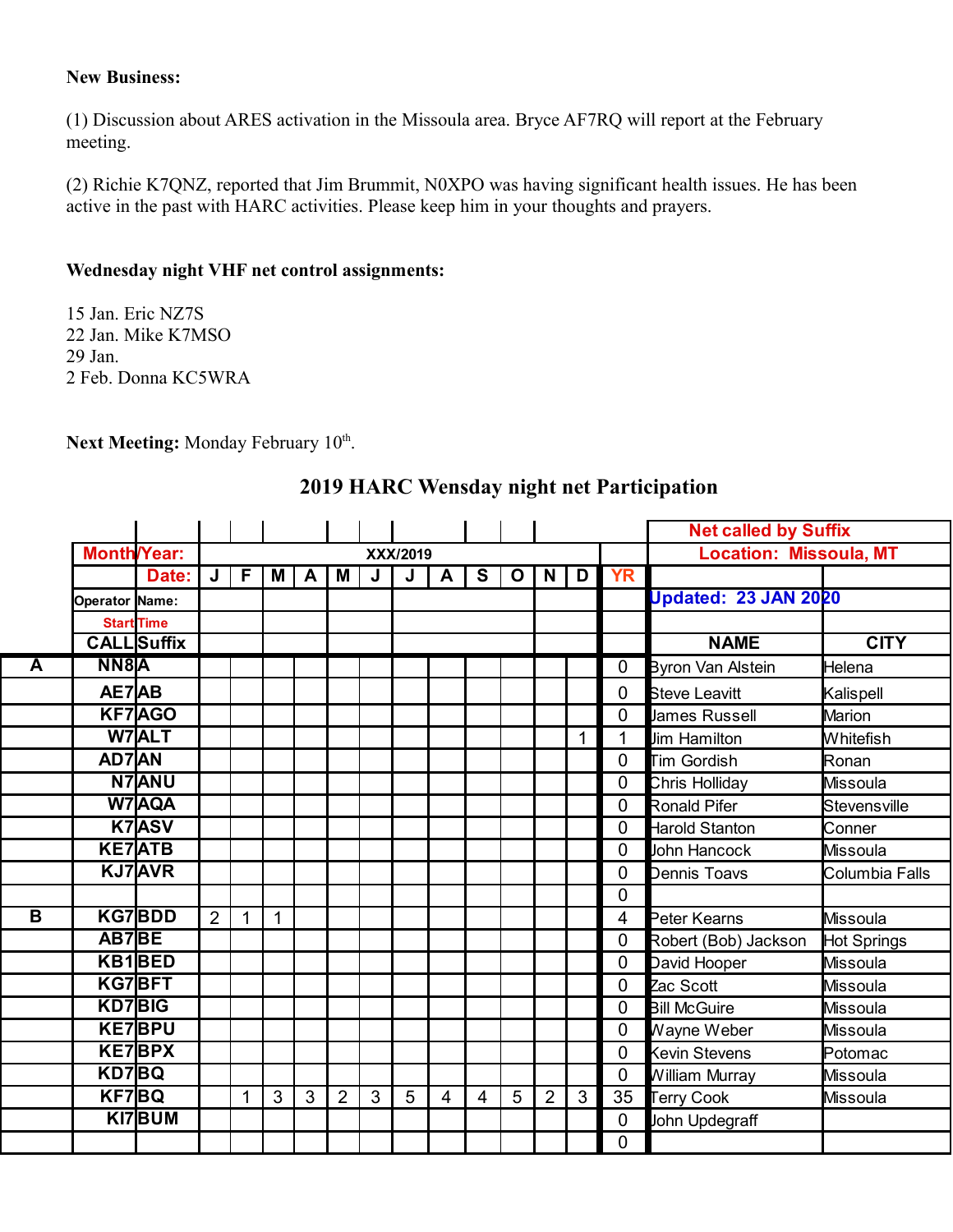**New Business:**

(1) Discussion about ARES activation in the Missoula area. Bryce AF7RQ will report at the February meeting.

(2) Richie K7QNZ, reported that Jim Brummit, N0XPO was having significant health issues. He has been active in the past with HARC activities. Please keep him in your thoughts and prayers.

**Wednesday night VHF net control assignments:**

15 Jan. Eric NZ7S
22 Jan. Mike K7MSO
29 Jan.
2 Feb. Donna KC5WRA

**Next Meeting:** Monday February 10th.

## 2019 HARC Wensday night net Participation

| | Month | Year: | XXX/2019 | | | | | | | | | | | | | Net called by Suffix | |
|---|---|---|---|---|---|---|---|---|---|---|---|---|---|---|---|---|---|
| | | Date: | J | F | M | A | M | J | J | A | S | O | N | D | YR | Location: Missoula, MT | |
| | Operator | Name: | | | | | | | | | | | | | | Updated: 23 JAN 2020 | |
| | Start | Time | | | | | | | | | | | | | | | |
| | CALL | Suffix | | | | | | | | | | | | | | NAME | CITY |
| A | NN8 | A | | | | | | | | | | | | | 0 | Byron Van Alstein | Helena |
| | AE7 | AB | | | | | | | | | | | | | 0 | Steve Leavitt | Kalispell |
| | KF7 | AGO | | | | | | | | | | | | | 0 | James Russell | Marion |
| | W7 | ALT | | | | | | | | | | | | 1 | 1 | Jim Hamilton | Whitefish |
| | AD7 | AN | | | | | | | | | | | | | 0 | Tim Gordish | Ronan |
| | N7 | ANU | | | | | | | | | | | | | 0 | Chris Holliday | Missoula |
| | W7 | AQA | | | | | | | | | | | | | 0 | Ronald Pifer | Stevensville |
| | K7 | ASV | | | | | | | | | | | | | 0 | Harold Stanton | Conner |
| | KE7 | ATB | | | | | | | | | | | | | 0 | John Hancock | Missoula |
| | KJ7 | AVR | | | | | | | | | | | | | 0 | Dennis Toavs | Columbia Falls |
| | | | | | | | | | | | | | | | 0 | | |
| B | KG7 | BDD | 2 | 1 | 1 | | | | | | | | | | 4 | Peter Kearns | Missoula |
| | AB7 | BE | | | | | | | | | | | | | 0 | Robert (Bob) Jackson | Hot Springs |
| | KB1 | BED | | | | | | | | | | | | | 0 | David Hooper | Missoula |
| | KG7 | BFT | | | | | | | | | | | | | 0 | Zac Scott | Missoula |
| | KD7 | BIG | | | | | | | | | | | | | 0 | Bill McGuire | Missoula |
| | KE7 | BPU | | | | | | | | | | | | | 0 | Wayne Weber | Missoula |
| | KE7 | BPX | | | | | | | | | | | | | 0 | Kevin Stevens | Potomac |
| | KD7 | BQ | | | | | | | | | | | | | 0 | William Murray | Missoula |
| | KF7 | BQ | | 1 | 3 | 3 | 2 | 3 | 5 | 4 | 4 | 5 | 2 | 3 | 35 | Terry Cook | Missoula |
| | KI7 | BUM | | | | | | | | | | | | | 0 | John Updegraff | |
| | | | | | | | | | | | | | | | 0 | | |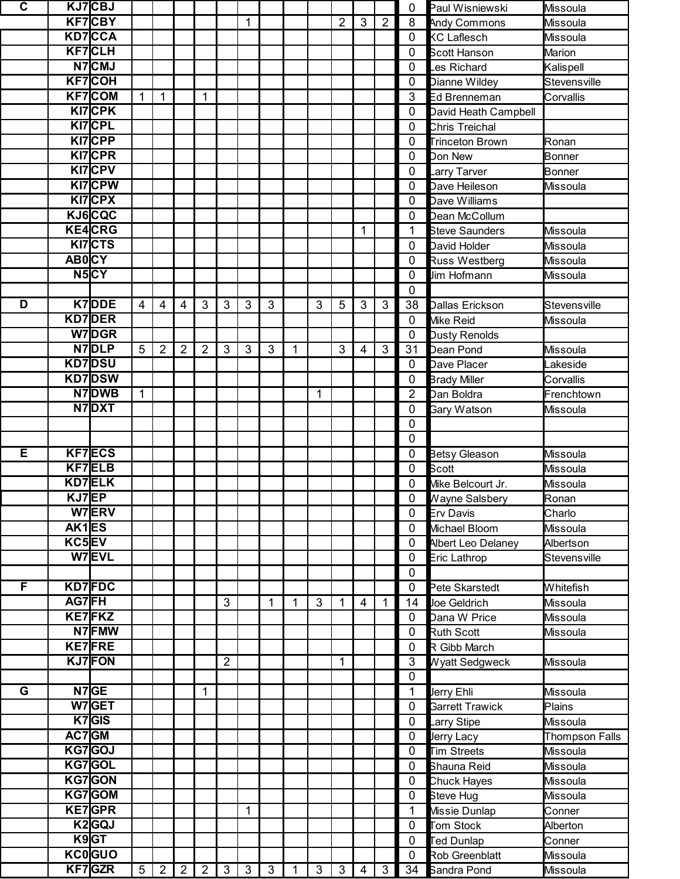| | | | | | | | | | | | | | | | Total | Name | City |
|---|---|---|---|---|---|---|---|---|---|---|---|---|---|---|---|---|---|
| **C** | **KJ7** | **CBJ** | | | | | | | | | | | | | 0 | Paul Wisniewski | Missoula |
| | **KF7** | **CBY** | | | | | | 1 | | | | 2 | 3 | 2 | 8 | Andy Commons | Missoula |
| | **KD7** | **CCA** | | | | | | | | | | | | | 0 | KC Laflesch | Missoula |
| | **KF7** | **CLH** | | | | | | | | | | | | | 0 | Scott Hanson | Marion |
| | **N7** | **CMJ** | | | | | | | | | | | | | 0 | Les Richard | Kalispell |
| | **KF7** | **COH** | | | | | | | | | | | | | 0 | Dianne Wildey | Stevensville |
| | **KF7** | **COM** | 1 | 1 | | 1 | | | | | | | | | 3 | Ed Brenneman | Corvallis |
| | **KI7** | **CPK** | | | | | | | | | | | | | 0 | David Heath Campbell | |
| | **KI7** | **CPL** | | | | | | | | | | | | | 0 | Chris Treichal | |
| | **KI7** | **CPP** | | | | | | | | | | | | | 0 | Trinceton Brown | Ronan |
| | **KI7** | **CPR** | | | | | | | | | | | | | 0 | Don New | Bonner |
| | **KI7** | **CPV** | | | | | | | | | | | | | 0 | Larry Tarver | Bonner |
| | **KI7** | **CPW** | | | | | | | | | | | | | 0 | Dave Heileson | Missoula |
| | **KI7** | **CPX** | | | | | | | | | | | | | 0 | Dave Williams | |
| | **KJ6** | **CQC** | | | | | | | | | | | | | 0 | Dean McCollum | |
| | **KE4** | **CRG** | | | | | | | | | | | 1 | | 1 | Steve Saunders | Missoula |
| | **KI7** | **CTS** | | | | | | | | | | | | | 0 | David Holder | Missoula |
| | **AB0** | **CY** | | | | | | | | | | | | | 0 | Russ Westberg | Missoula |
| | **N5** | **CY** | | | | | | | | | | | | | 0 | Jim Hofmann | Missoula |
| | | | | | | | | | | | | | | | 0 | | |
| **D** | **K7** | **DDE** | 4 | 4 | 4 | 3 | 3 | 3 | 3 | | 3 | 5 | 3 | 3 | 38 | Dallas Erickson | Stevensville |
| | **KD7** | **DER** | | | | | | | | | | | | | 0 | Mike Reid | Missoula |
| | **W7** | **DGR** | | | | | | | | | | | | | 0 | Dusty Renolds | |
| | **N7** | **DLP** | 5 | 2 | 2 | 2 | 3 | 3 | 3 | 1 | | 3 | 4 | 3 | 31 | Dean Pond | Missoula |
| | **KD7** | **DSU** | | | | | | | | | | | | | 0 | Dave Placer | Lakeside |
| | **KD7** | **DSW** | | | | | | | | | | | | | 0 | Brady Miller | Corvallis |
| | **N7** | **DWB** | 1 | | | | | | | | 1 | | | | 2 | Dan Boldra | Frenchtown |
| | **N7** | **DXT** | | | | | | | | | | | | | 0 | Gary Watson | Missoula |
| | | | | | | | | | | | | | | | 0 | | |
| | | | | | | | | | | | | | | | 0 | | |
| **E** | **KF7** | **ECS** | | | | | | | | | | | | | 0 | Betsy Gleason | Missoula |
| | **KF7** | **ELB** | | | | | | | | | | | | | 0 | Scott | Missoula |
| | **KD7** | **ELK** | | | | | | | | | | | | | 0 | Mike Belcourt Jr. | Missoula |
| | **KJ7** | **EP** | | | | | | | | | | | | | 0 | Wayne Salsbery | Ronan |
| | **W7** | **ERV** | | | | | | | | | | | | | 0 | Erv Davis | Charlo |
| | **AK1** | **ES** | | | | | | | | | | | | | 0 | Michael Bloom | Missoula |
| | **KC5** | **EV** | | | | | | | | | | | | | 0 | Albert Leo Delaney | Albertson |
| | **W7** | **EVL** | | | | | | | | | | | | | 0 | Eric Lathrop | Stevensville |
| | | | | | | | | | | | | | | | 0 | | |
| **F** | **KD7** | **FDC** | | | | | | | | | | | | | 0 | Pete Skarstedt | Whitefish |
| | **AG7** | **FH** | | | | | 3 | | 1 | 1 | 3 | 1 | 4 | 1 | 14 | Joe Geldrich | Missoula |
| | **KE7** | **FKZ** | | | | | | | | | | | | | 0 | Dana W Price | Missoula |
| | **N7** | **FMW** | | | | | | | | | | | | | 0 | Ruth Scott | Missoula |
| | **KE7** | **FRE** | | | | | | | | | | | | | 0 | R Gibb March | |
| | **KJ7** | **FON** | | | | | 2 | | | | | 1 | | | 3 | Wyatt Sedgweck | Missoula |
| | | | | | | | | | | | | | | | 0 | | |
| **G** | **N7** | **GE** | | | | 1 | | | | | | | | | 1 | Jerry Ehli | Missoula |
| | **W7** | **GET** | | | | | | | | | | | | | 0 | Garrett Trawick | Plains |
| | **K7** | **GIS** | | | | | | | | | | | | | 0 | Larry Stipe | Missoula |
| | **AC7** | **GM** | | | | | | | | | | | | | 0 | Jerry Lacy | Thompson Falls |
| | **KG7** | **GOJ** | | | | | | | | | | | | | 0 | Tim Streets | Missoula |
| | **KG7** | **GOL** | | | | | | | | | | | | | 0 | Shauna Reid | Missoula |
| | **KG7** | **GON** | | | | | | | | | | | | | 0 | Chuck Hayes | Missoula |
| | **KG7** | **GOM** | | | | | | | | | | | | | 0 | Steve Hug | Missoula |
| | **KE7** | **GPR** | | | | | | 1 | | | | | | | 1 | Missie Dunlap | Conner |
| | **K2** | **GQJ** | | | | | | | | | | | | | 0 | Tom Stock | Alberton |
| | **K9** | **GT** | | | | | | | | | | | | | 0 | Ted Dunlap | Conner |
| | **KC0** | **GUO** | | | | | | | | | | | | | 0 | Rob Greenblatt | Missoula |
| | **KF7** | **GZR** | 5 | 2 | 2 | 2 | 3 | 3 | 3 | 1 | 3 | 3 | 4 | 3 | 34 | Sandra Pond | Missoula |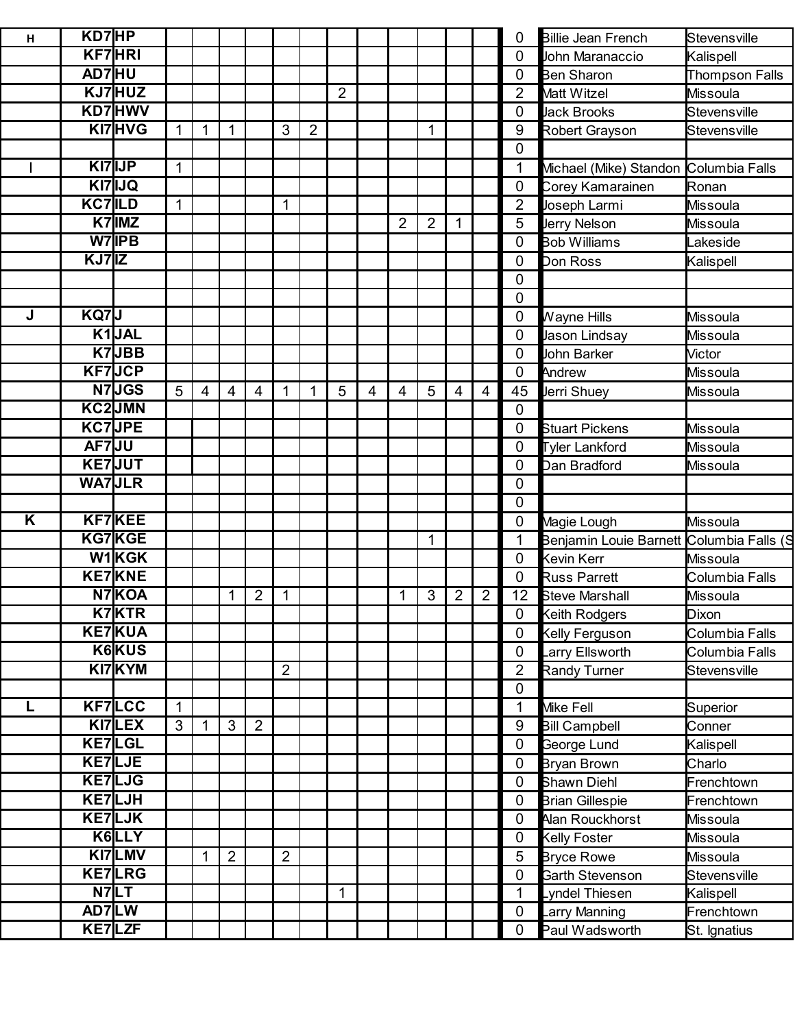| | | | | | | | | | | | | | | | Total | Name | City |
|---|---|---|---|---|---|---|---|---|---|---|---|---|---|---|---|---|---|
| H | KD7 | HP | | | | | | | | | | | | | 0 | Billie Jean French | Stevensville |
| | KF7 | HRI | | | | | | | | | | | | | 0 | John Maranaccio | Kalispell |
| | AD7 | HU | | | | | | | | | | | | | 0 | Ben Sharon | Thompson Falls |
| | KJ7 | HUZ | | | | | | | 2 | | | | | | 2 | Matt Witzel | Missoula |
| | KD7 | HWV | | | | | | | | | | | | | 0 | Jack Brooks | Stevensville |
| | KI7 | HVG | 1 | 1 | 1 | | 3 | 2 | | | | 1 | | | 9 | Robert Grayson | Stevensville |
| | | | | | | | | | | | | | | | 0 | | |
| I | KI7 | IJP | 1 | | | | | | | | | | | | 1 | Michael (Mike) Standon | Columbia Falls |
| | KI7 | IJQ | | | | | | | | | | | | | 0 | Corey Kamarainen | Ronan |
| | KC7 | ILD | 1 | | | | 1 | | | | | | | | 2 | Joseph Larmi | Missoula |
| | K7 | IMZ | | | | | | | | | 2 | 2 | 1 | | 5 | Jerry Nelson | Missoula |
| | W7 | IPB | | | | | | | | | | | | | 0 | Bob Williams | Lakeside |
| | KJ7 | IZ | | | | | | | | | | | | | 0 | Don Ross | Kalispell |
| | | | | | | | | | | | | | | | 0 | | |
| | | | | | | | | | | | | | | | 0 | | |
| J | KQ7 | J | | | | | | | | | | | | | 0 | Wayne Hills | Missoula |
| | K1 | JAL | | | | | | | | | | | | | 0 | Jason Lindsay | Missoula |
| | K7 | JBB | | | | | | | | | | | | | 0 | John Barker | Victor |
| | KF7 | JCP | | | | | | | | | | | | | 0 | Andrew | Missoula |
| | N7 | JGS | 5 | 4 | 4 | 4 | 1 | 1 | 5 | 4 | 4 | 5 | 4 | 4 | 45 | Jerri Shuey | Missoula |
| | KC2 | JMN | | | | | | | | | | | | | 0 | | |
| | KC7 | JPE | | | | | | | | | | | | | 0 | Stuart Pickens | Missoula |
| | AF7 | JU | | | | | | | | | | | | | 0 | Tyler Lankford | Missoula |
| | KE7 | JUT | | | | | | | | | | | | | 0 | Dan Bradford | Missoula |
| | WA7 | JLR | | | | | | | | | | | | | 0 | | |
| | | | | | | | | | | | | | | | 0 | | |
| K | KF7 | KEE | | | | | | | | | | | | | 0 | Magie Lough | Missoula |
| | KG7 | KGE | | | | | | | | | | 1 | | | 1 | Benjamin Louie Barnett | Columbia Falls (S |
| | W1 | KGK | | | | | | | | | | | | | 0 | Kevin Kerr | Missoula |
| | KE7 | KNE | | | | | | | | | | | | | 0 | Russ Parrett | Columbia Falls |
| | N7 | KOA | | | 1 | 2 | 1 | | | | 1 | 3 | 2 | 2 | 12 | Steve Marshall | Missoula |
| | K7 | KTR | | | | | | | | | | | | | 0 | Keith Rodgers | Dixon |
| | KE7 | KUA | | | | | | | | | | | | | 0 | Kelly Ferguson | Columbia Falls |
| | K6 | KUS | | | | | | | | | | | | | 0 | Larry Ellsworth | Columbia Falls |
| | KI7 | KYM | | | | | 2 | | | | | | | | 2 | Randy Turner | Stevensville |
| | | | | | | | | | | | | | | | 0 | | |
| L | KF7 | LCC | 1 | | | | | | | | | | | | 1 | Mike Fell | Superior |
| | KI7 | LEX | 3 | 1 | 3 | 2 | | | | | | | | | 9 | Bill Campbell | Conner |
| | KE7 | LGL | | | | | | | | | | | | | 0 | George Lund | Kalispell |
| | KE7 | LJE | | | | | | | | | | | | | 0 | Bryan Brown | Charlo |
| | KE7 | LJG | | | | | | | | | | | | | 0 | Shawn Diehl | Frenchtown |
| | KE7 | LJH | | | | | | | | | | | | | 0 | Brian Gillespie | Frenchtown |
| | KE7 | LJK | | | | | | | | | | | | | 0 | Alan Rouckhorst | Missoula |
| | K6 | LLY | | | | | | | | | | | | | 0 | Kelly Foster | Missoula |
| | KI7 | LMV | | 1 | 2 | | 2 | | | | | | | | 5 | Bryce Rowe | Missoula |
| | KE7 | LRG | | | | | | | | | | | | | 0 | Garth Stevenson | Stevensville |
| | N7 | LT | | | | | | | 1 | | | | | | 1 | Lyndel Thiesen | Kalispell |
| | AD7 | LW | | | | | | | | | | | | | 0 | Larry Manning | Frenchtown |
| | KE7 | LZF | | | | | | | | | | | | | 0 | Paul Wadsworth | St. Ignatius |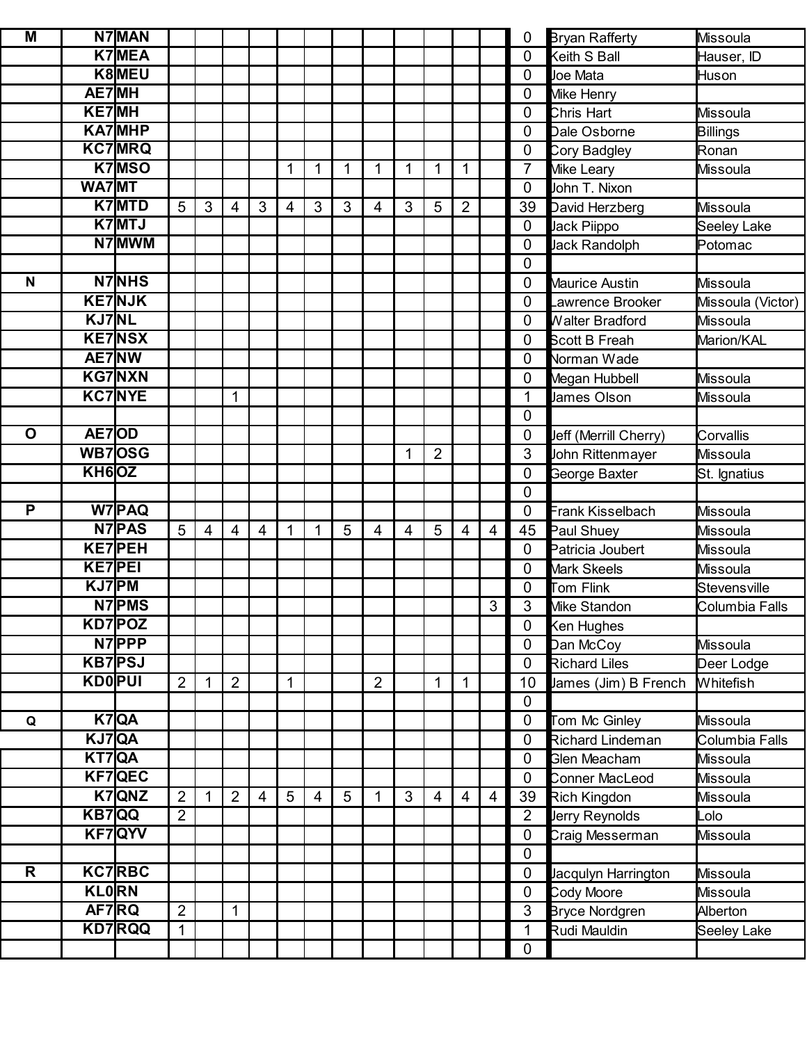| | | | | | | | | | | | | | | | | |
|---|---|---|---|---|---|---|---|---|---|---|---|---|---|---|---|---|
| **M** | **N7** | **MAN** | | | | | | | | | | | | | 0 | Bryan Rafferty | Missoula |
| | **K7** | **MEA** | | | | | | | | | | | | | 0 | Keith S Ball | Hauser, ID |
| | **K8** | **MEU** | | | | | | | | | | | | | 0 | Joe Mata | Huson |
| | **AE7** | **MH** | | | | | | | | | | | | | 0 | Mike Henry | |
| | **KE7** | **MH** | | | | | | | | | | | | | 0 | Chris Hart | Missoula |
| | **KA7** | **MHP** | | | | | | | | | | | | | 0 | Dale Osborne | Billings |
| | **KC7** | **MRQ** | | | | | | | | | | | | | 0 | Cory Badgley | Ronan |
| | **K7** | **MSO** | | | | | 1 | 1 | 1 | 1 | 1 | 1 | 1 | | 7 | Mike Leary | Missoula |
| | **WA7** | **MT** | | | | | | | | | | | | | 0 | John T. Nixon | |
| | **K7** | **MTD** | 5 | 3 | 4 | 3 | 4 | 3 | 3 | 4 | 3 | 5 | 2 | | 39 | David Herzberg | Missoula |
| | **K7** | **MTJ** | | | | | | | | | | | | | 0 | Jack Piippo | Seeley Lake |
| | **N7** | **MWM** | | | | | | | | | | | | | 0 | Jack Randolph | Potomac |
| | | | | | | | | | | | | | | | 0 | | |
| **N** | **N7** | **NHS** | | | | | | | | | | | | | 0 | Maurice Austin | Missoula |
| | **KE7** | **NJK** | | | | | | | | | | | | | 0 | Lawrence Brooker | Missoula (Victor) |
| | **KJ7** | **NL** | | | | | | | | | | | | | 0 | Walter Bradford | Missoula |
| | **KE7** | **NSX** | | | | | | | | | | | | | 0 | Scott B Freah | Marion/KAL |
| | **AE7** | **NW** | | | | | | | | | | | | | 0 | Norman Wade | |
| | **KG7** | **NXN** | | | | | | | | | | | | | 0 | Megan Hubbell | Missoula |
| | **KC7** | **NYE** | | | 1 | | | | | | | | | | 1 | James Olson | Missoula |
| | | | | | | | | | | | | | | | 0 | | |
| **O** | **AE7** | **OD** | | | | | | | | | | | | | 0 | Jeff (Merrill Cherry) | Corvallis |
| | **WB7** | **OSG** | | | | | | | | | 1 | 2 | | | 3 | John Rittenmayer | Missoula |
| | **KH6** | **OZ** | | | | | | | | | | | | | 0 | George Baxter | St. Ignatius |
| | | | | | | | | | | | | | | | 0 | | |
| **P** | **W7** | **PAQ** | | | | | | | | | | | | | 0 | Frank Kisselbach | Missoula |
| | **N7** | **PAS** | 5 | 4 | 4 | 4 | 1 | 1 | 5 | 4 | 4 | 5 | 4 | 4 | 45 | Paul Shuey | Missoula |
| | **KE7** | **PEH** | | | | | | | | | | | | | 0 | Patricia Joubert | Missoula |
| | **KE7** | **PEI** | | | | | | | | | | | | | 0 | Mark Skeels | Missoula |
| | **KJ7** | **PM** | | | | | | | | | | | | | 0 | Tom Flink | Stevensville |
| | **N7** | **PMS** | | | | | | | | | | | | 3 | 3 | Mike Standon | Columbia Falls |
| | **KD7** | **POZ** | | | | | | | | | | | | | 0 | Ken Hughes | |
| | **N7** | **PPP** | | | | | | | | | | | | | 0 | Dan McCoy | Missoula |
| | **KB7** | **PSJ** | | | | | | | | | | | | | 0 | Richard Liles | Deer Lodge |
| | **KD0** | **PUI** | 2 | 1 | 2 | | 1 | | | 2 | | 1 | 1 | | 10 | James (Jim) B French | Whitefish |
| | | | | | | | | | | | | | | | 0 | | |
| **Q** | **K7** | **QA** | | | | | | | | | | | | | 0 | Tom Mc Ginley | Missoula |
| | **KJ7** | **QA** | | | | | | | | | | | | | 0 | Richard Lindeman | Columbia Falls |
| | **KT7** | **QA** | | | | | | | | | | | | | 0 | Glen Meacham | Missoula |
| | **KF7** | **QEC** | | | | | | | | | | | | | 0 | Conner MacLeod | Missoula |
| | **K7** | **QNZ** | 2 | 1 | 2 | 4 | 5 | 4 | 5 | 1 | 3 | 4 | 4 | 4 | 39 | Rich Kingdon | Missoula |
| | **KB7** | **QQ** | 2 | | | | | | | | | | | | 2 | Jerry Reynolds | Lolo |
| | **KF7** | **QYV** | | | | | | | | | | | | | 0 | Craig Messerman | Missoula |
| | | | | | | | | | | | | | | | 0 | | |
| **R** | **KC7** | **RBC** | | | | | | | | | | | | | 0 | Jacqulyn Harrington | Missoula |
| | **KL0** | **RN** | | | | | | | | | | | | | 0 | Cody Moore | Missoula |
| | **AF7** | **RQ** | 2 | | 1 | | | | | | | | | | 3 | Bryce Nordgren | Alberton |
| | **KD7** | **RQQ** | 1 | | | | | | | | | | | | 1 | Rudi Mauldin | Seeley Lake |
| | | | | | | | | | | | | | | | 0 | | |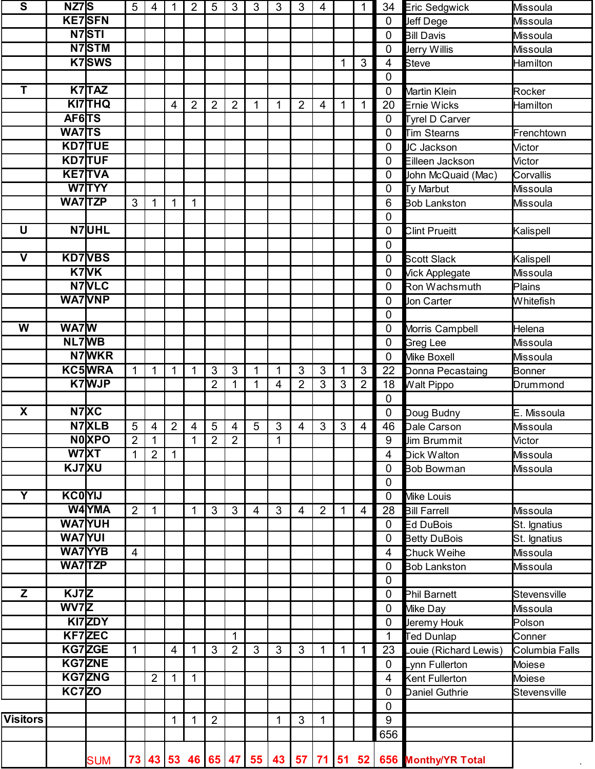| | | | | | | | | | | | | | | | | |
|---|---|---|---|---|---|---|---|---|---|---|---|---|---|---|---|---|
| S | NZ7 | S | 5 | 4 | 1 | 2 | 5 | 3 | 3 | 3 | 3 | 4 | | 1 | 34 | Eric Sedgwick | Missoula |
| | KE7 | SFN | | | | | | | | | | | | | 0 | Jeff Dege | Missoula |
| | N7 | STI | | | | | | | | | | | | | 0 | Bill Davis | Missoula |
| | N7 | STM | | | | | | | | | | | | | 0 | Jerry Willis | Missoula |
| | K7 | SWS | | | | | | | | | | | 1 | 3 | 4 | Steve | Hamilton |
| | | | | | | | | | | | | | | | 0 | | |
| T | K7 | TAZ | | | | | | | | | | | | | 0 | Martin Klein | Rocker |
| | KI7 | THQ | | | 4 | 2 | 2 | 2 | 1 | 1 | 2 | 4 | 1 | 1 | 20 | Ernie Wicks | Hamilton |
| | AF6 | TS | | | | | | | | | | | | | 0 | Tyrel D Carver | |
| | WA7 | TS | | | | | | | | | | | | | 0 | Tim Stearns | Frenchtown |
| | KD7 | TUE | | | | | | | | | | | | | 0 | JC Jackson | Victor |
| | KD7 | TUF | | | | | | | | | | | | | 0 | Eilleen Jackson | Victor |
| | KE7 | TVA | | | | | | | | | | | | | 0 | John McQuaid (Mac) | Corvallis |
| | W7 | TYY | | | | | | | | | | | | | 0 | Ty Marbut | Missoula |
| | WA7 | TZP | 3 | 1 | 1 | 1 | | | | | | | | | 6 | Bob Lankston | Missoula |
| | | | | | | | | | | | | | | | 0 | | |
| U | N7 | UHL | | | | | | | | | | | | | 0 | Clint Prueitt | Kalispell |
| | | | | | | | | | | | | | | | 0 | | |
| V | KD7 | VBS | | | | | | | | | | | | | 0 | Scott Slack | Kalispell |
| | K7 | VK | | | | | | | | | | | | | 0 | Vick Applegate | Missoula |
| | N7 | VLC | | | | | | | | | | | | | 0 | Ron Wachsmuth | Plains |
| | WA7 | VNP | | | | | | | | | | | | | 0 | Jon Carter | Whitefish |
| | | | | | | | | | | | | | | | 0 | | |
| W | WA7 | W | | | | | | | | | | | | | 0 | Morris Campbell | Helena |
| | NL7 | WB | | | | | | | | | | | | | 0 | Greg Lee | Missoula |
| | N7 | WKR | | | | | | | | | | | | | 0 | Mike Boxell | Missoula |
| | KC5 | WRA | 1 | 1 | 1 | 1 | 3 | 3 | 1 | 1 | 3 | 3 | 1 | 3 | 22 | Donna Pecastaing | Bonner |
| | K7 | WJP | | | | | 2 | 1 | 1 | 4 | 2 | 3 | 3 | 2 | 18 | Walt Pippo | Drummond |
| | | | | | | | | | | | | | | | 0 | | |
| X | N7 | XC | | | | | | | | | | | | | 0 | Doug Budny | E. Missoula |
| | N7 | XLB | 5 | 4 | 2 | 4 | 5 | 4 | 5 | 3 | 4 | 3 | 3 | 4 | 46 | Dale Carson | Missoula |
| | N0 | XPO | 2 | 1 | | 1 | 2 | 2 | | 1 | | | | | 9 | Jim Brummit | Victor |
| | W7 | XT | 1 | 2 | 1 | | | | | | | | | | 4 | Dick Walton | Missoula |
| | KJ7 | XU | | | | | | | | | | | | | 0 | Bob Bowman | Missoula |
| | | | | | | | | | | | | | | | 0 | | |
| Y | KC0 | YIJ | | | | | | | | | | | | | 0 | Mike Louis | |
| | W4 | YMA | 2 | 1 | | 1 | 3 | 3 | 4 | 3 | 4 | 2 | 1 | 4 | 28 | Bill Farrell | Missoula |
| | WA7 | YUH | | | | | | | | | | | | | 0 | Ed DuBois | St. Ignatius |
| | WA7 | YUI | | | | | | | | | | | | | 0 | Betty DuBois | St. Ignatius |
| | WA7 | YYB | 4 | | | | | | | | | | | | 4 | Chuck Weihe | Missoula |
| | WA7 | TZP | | | | | | | | | | | | | 0 | Bob Lankston | Missoula |
| | | | | | | | | | | | | | | | 0 | | |
| Z | KJ7 | Z | | | | | | | | | | | | | 0 | Phil Barnett | Stevensville |
| | WV7 | Z | | | | | | | | | | | | | 0 | Mike Day | Missoula |
| | KI7 | ZDY | | | | | | | | | | | | | 0 | Jeremy Houk | Polson |
| | KF7 | ZEC | | | | | | 1 | | | | | | | 1 | Ted Dunlap | Conner |
| | KG7 | ZGE | 1 | | 4 | 1 | 3 | 2 | 3 | 3 | 3 | 1 | 1 | 1 | 23 | Louie (Richard Lewis) | Columbia Falls |
| | KG7 | ZNE | | | | | | | | | | | | | 0 | Lynn Fullerton | Moiese |
| | KG7 | ZNG | | 2 | 1 | 1 | | | | | | | | | 4 | Kent Fullerton | Moiese |
| | KC7 | ZO | | | | | | | | | | | | | 0 | Daniel Guthrie | Stevensville |
| | | | | | | | | | | | | | | | 0 | | |
| Visitors | | | | | 1 | 1 | 2 | | | 1 | 3 | 1 | | | 9 | | |
| | | | | | | | | | | | | | | | 656 | | |
| | | SUM | 73 | 43 | 53 | 46 | 65 | 47 | 55 | 43 | 57 | 71 | 51 | 52 | 656 | Monthy/YR Total | |